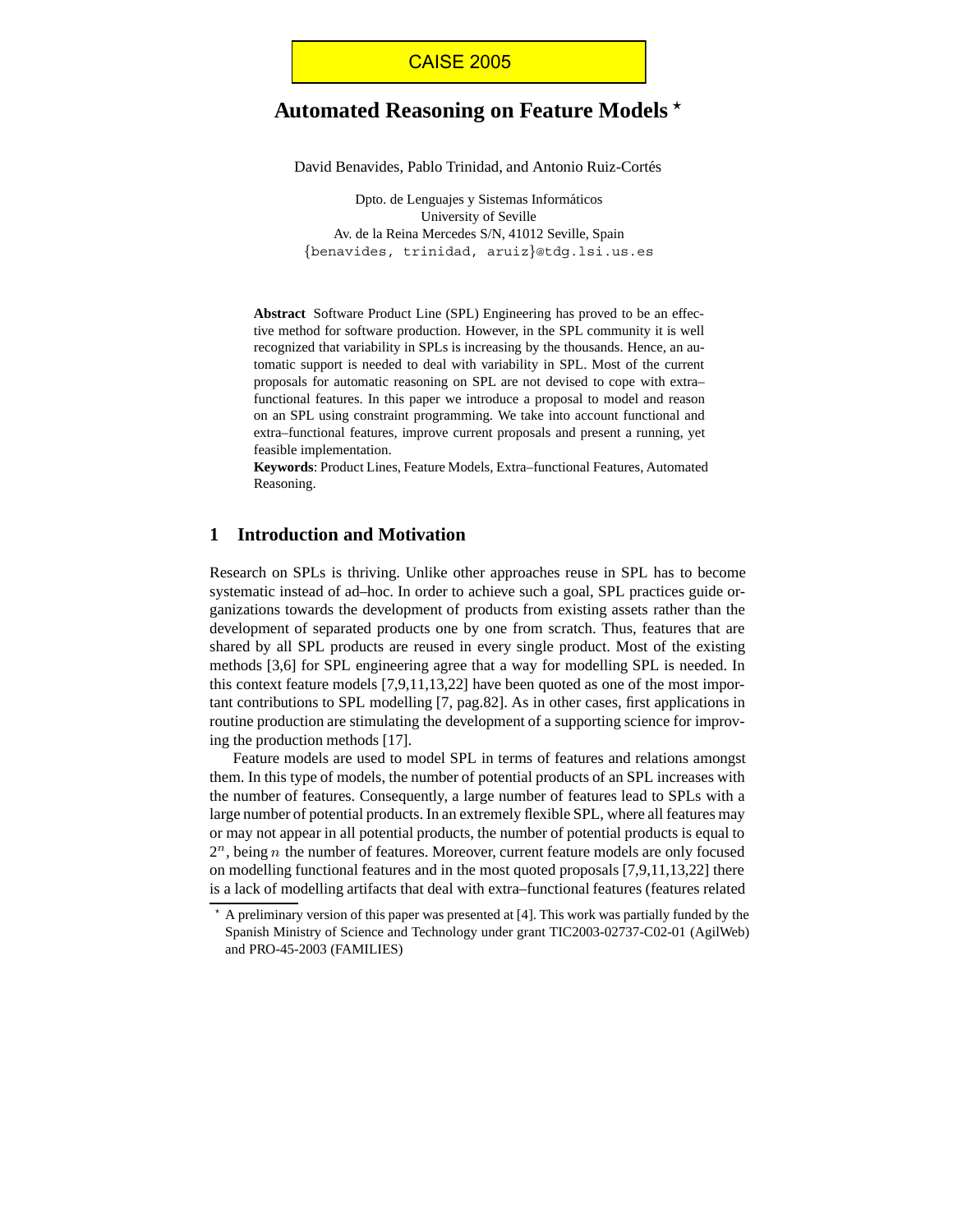CAISE 2005

# Automated Reasoning on Feature Models *

David Benavides, Pablo Trinidad, and Antonio Ruiz-Cortés

Dpto. de Lenguajes y Sistemas Informáticos
University of Seville
Av. de la Reina Mercedes S/N, 41012 Seville, Spain
{benavides, trinidad, aruiz}@tdg.lsi.us.es

**Abstract** Software Product Line (SPL) Engineering has proved to be an effective method for software production. However, in the SPL community it is well recognized that variability in SPLs is increasing by the thousands. Hence, an automatic support is needed to deal with variability in SPL. Most of the current proposals for automatic reasoning on SPL are not devised to cope with extra–functional features. In this paper we introduce a proposal to model and reason on an SPL using constraint programming. We take into account functional and extra–functional features, improve current proposals and present a running, yet feasible implementation.

**Keywords**: Product Lines, Feature Models, Extra–functional Features, Automated Reasoning.

## 1 Introduction and Motivation

Research on SPLs is thriving. Unlike other approaches reuse in SPL has to become systematic instead of ad–hoc. In order to achieve such a goal, SPL practices guide organizations towards the development of products from existing assets rather than the development of separated products one by one from scratch. Thus, features that are shared by all SPL products are reused in every single product. Most of the existing methods [3,6] for SPL engineering agree that a way for modelling SPL is needed. In this context feature models [7,9,11,13,22] have been quoted as one of the most important contributions to SPL modelling [7, pag.82]. As in other cases, first applications in routine production are stimulating the development of a supporting science for improving the production methods [17].

Feature models are used to model SPL in terms of features and relations amongst them. In this type of models, the number of potential products of an SPL increases with the number of features. Consequently, a large number of features lead to SPLs with a large number of potential products. In an extremely flexible SPL, where all features may or may not appear in all potential products, the number of potential products is equal to $2^n$, being $n$ the number of features. Moreover, current feature models are only focused on modelling functional features and in the most quoted proposals [7,9,11,13,22] there is a lack of modelling artifacts that deal with extra–functional features (features related

* A preliminary version of this paper was presented at [4]. This work was partially funded by the Spanish Ministry of Science and Technology under grant TIC2003-02737-C02-01 (AgilWeb) and PRO-45-2003 (FAMILIES)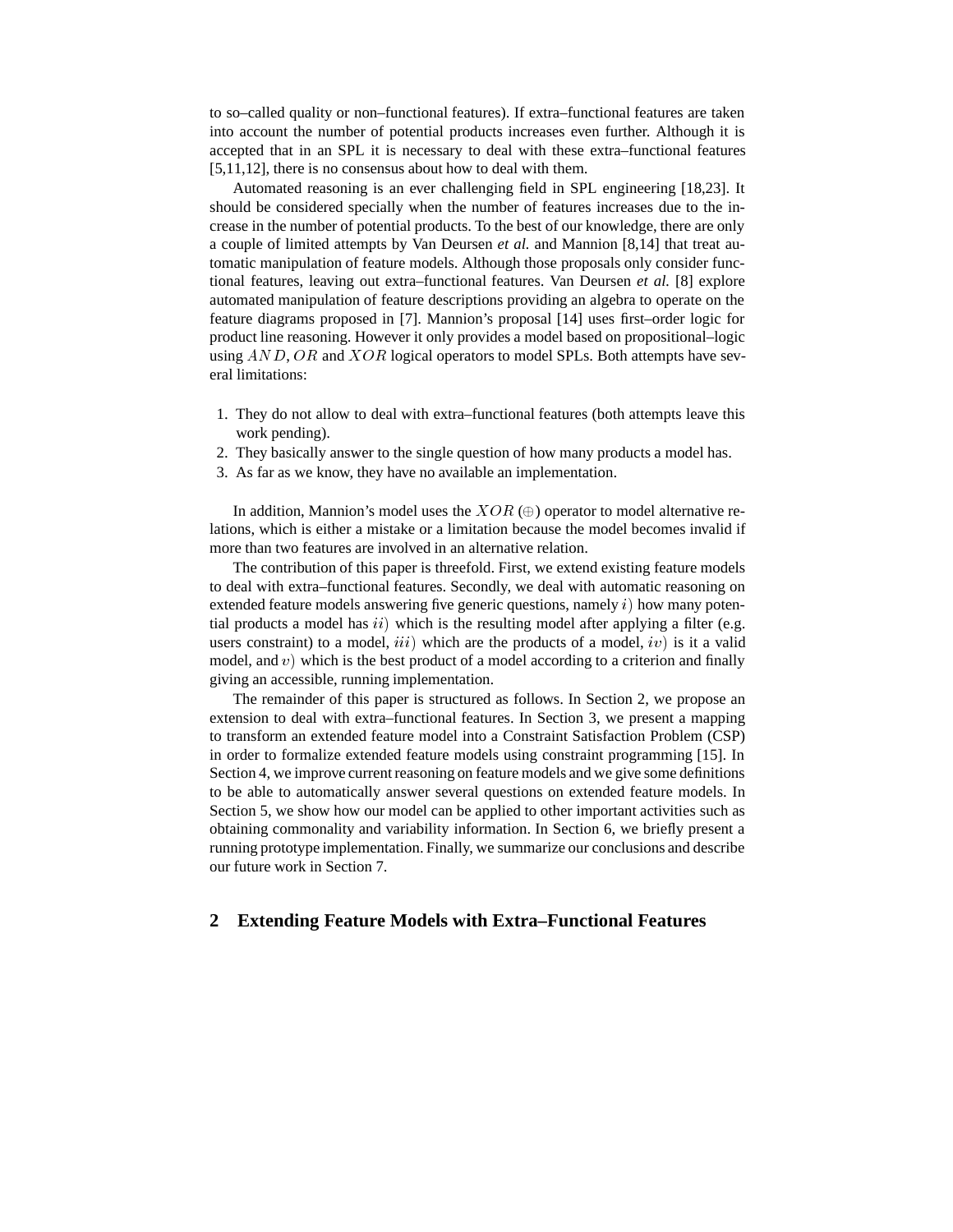to so–called quality or non–functional features). If extra–functional features are taken into account the number of potential products increases even further. Although it is accepted that in an SPL it is necessary to deal with these extra–functional features [5,11,12], there is no consensus about how to deal with them.

Automated reasoning is an ever challenging field in SPL engineering [18,23]. It should be considered specially when the number of features increases due to the increase in the number of potential products. To the best of our knowledge, there are only a couple of limited attempts by Van Deursen *et al.* and Mannion [8,14] that treat automatic manipulation of feature models. Although those proposals only consider functional features, leaving out extra–functional features. Van Deursen *et al.* [8] explore automated manipulation of feature descriptions providing an algebra to operate on the feature diagrams proposed in [7]. Mannion's proposal [14] uses first–order logic for product line reasoning. However it only provides a model based on propositional–logic using $AND$, $OR$ and $XOR$ logical operators to model SPLs. Both attempts have several limitations:

1. They do not allow to deal with extra–functional features (both attempts leave this work pending).
2. They basically answer to the single question of how many products a model has.
3. As far as we know, they have no available an implementation.

In addition, Mannion's model uses the $XOR$ ($\oplus$) operator to model alternative relations, which is either a mistake or a limitation because the model becomes invalid if more than two features are involved in an alternative relation.

The contribution of this paper is threefold. First, we extend existing feature models to deal with extra–functional features. Secondly, we deal with automatic reasoning on extended feature models answering five generic questions, namely $i)$ how many potential products a model has $ii)$ which is the resulting model after applying a filter (e.g. users constraint) to a model, $iii)$ which are the products of a model, $iv)$ is it a valid model, and $v)$ which is the best product of a model according to a criterion and finally giving an accessible, running implementation.

The remainder of this paper is structured as follows. In Section 2, we propose an extension to deal with extra–functional features. In Section 3, we present a mapping to transform an extended feature model into a Constraint Satisfaction Problem (CSP) in order to formalize extended feature models using constraint programming [15]. In Section 4, we improve current reasoning on feature models and we give some definitions to be able to automatically answer several questions on extended feature models. In Section 5, we show how our model can be applied to other important activities such as obtaining commonality and variability information. In Section 6, we briefly present a running prototype implementation. Finally, we summarize our conclusions and describe our future work in Section 7.

## 2 Extending Feature Models with Extra–Functional Features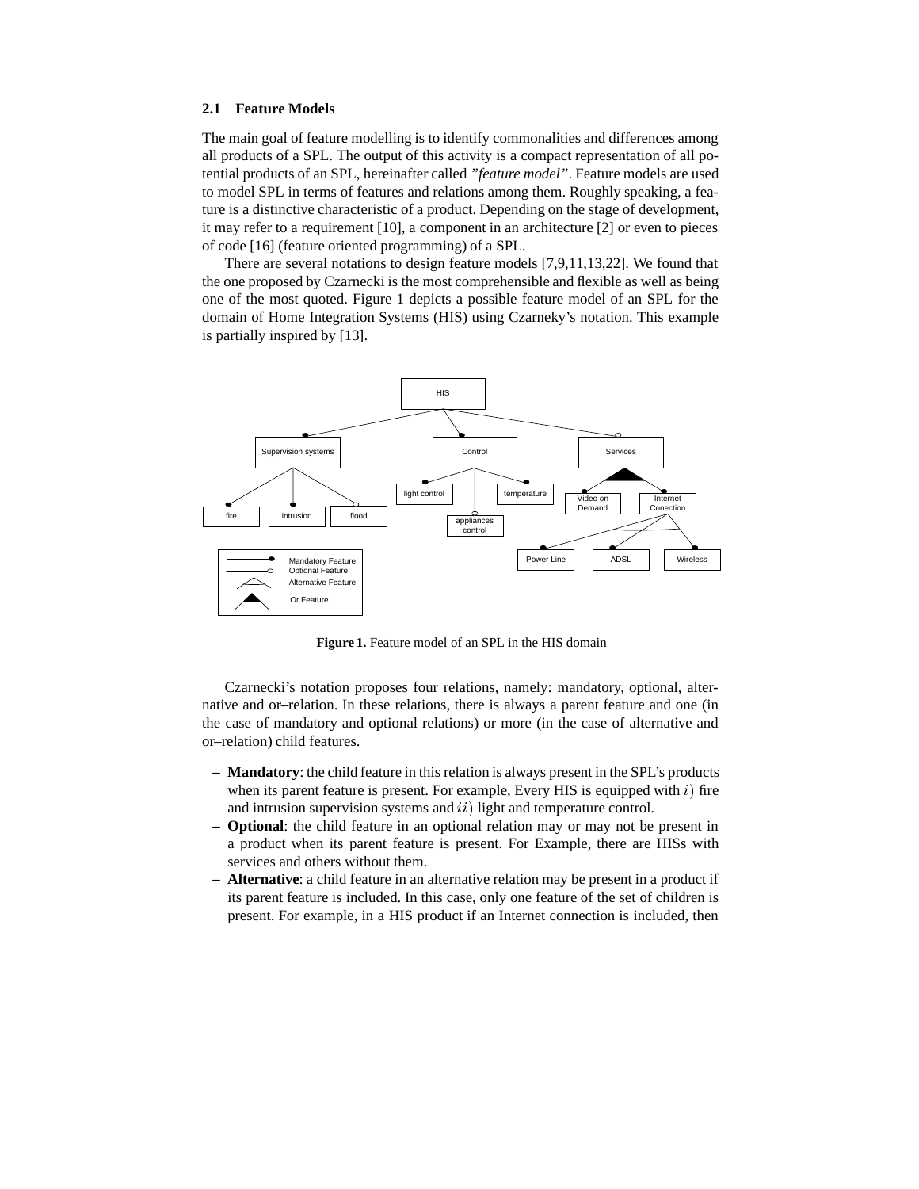### 2.1 Feature Models

The main goal of feature modelling is to identify commonalities and differences among all products of a SPL. The output of this activity is a compact representation of all potential products of an SPL, hereinafter called *"feature model"*. Feature models are used to model SPL in terms of features and relations among them. Roughly speaking, a feature is a distinctive characteristic of a product. Depending on the stage of development, it may refer to a requirement [10], a component in an architecture [2] or even to pieces of code [16] (feature oriented programming) of a SPL.

There are several notations to design feature models [7,9,11,13,22]. We found that the one proposed by Czarnecki is the most comprehensible and flexible as well as being one of the most quoted. Figure 1 depicts a possible feature model of an SPL for the domain of Home Integration Systems (HIS) using Czarneky's notation. This example is partially inspired by [13].

**Figure 1.** Feature model of an SPL in the HIS domain

Czarnecki's notation proposes four relations, namely: mandatory, optional, alternative and or–relation. In these relations, there is always a parent feature and one (in the case of mandatory and optional relations) or more (in the case of alternative and or–relation) child features.

- **Mandatory**: the child feature in this relation is always present in the SPL's products when its parent feature is present. For example, Every HIS is equipped with $i)$ fire and intrusion supervision systems and $ii)$ light and temperature control.
- **Optional**: the child feature in an optional relation may or may not be present in a product when its parent feature is present. For Example, there are HISs with services and others without them.
- **Alternative**: a child feature in an alternative relation may be present in a product if its parent feature is included. In this case, only one feature of the set of children is present. For example, in a HIS product if an Internet connection is included, then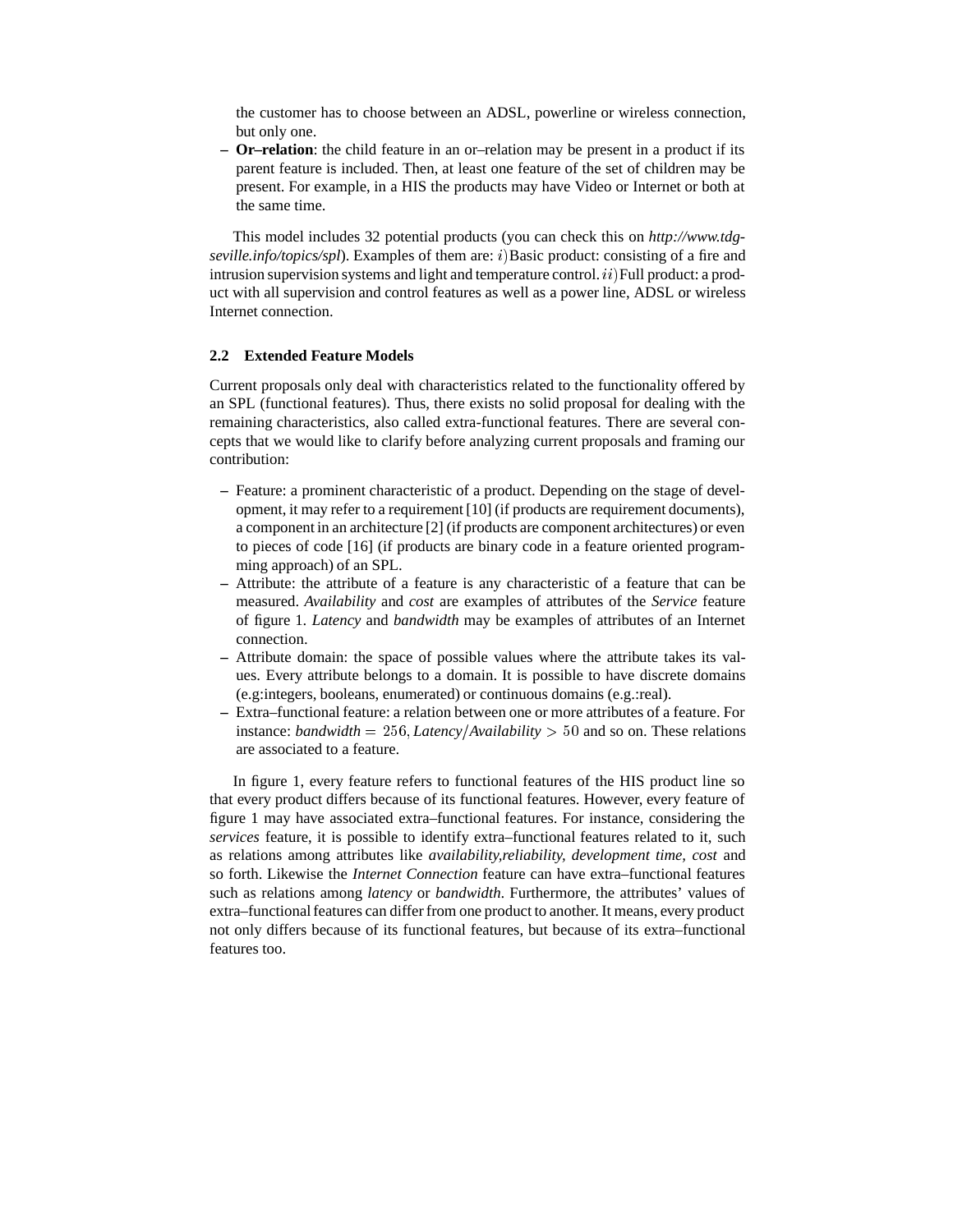the customer has to choose between an ADSL, powerline or wireless connection, but only one.

- **Or–relation**: the child feature in an or–relation may be present in a product if its parent feature is included. Then, at least one feature of the set of children may be present. For example, in a HIS the products may have Video or Internet or both at the same time.

This model includes 32 potential products (you can check this on *http://www.tdg-seville.info/topics/spl*). Examples of them are: $i$)Basic product: consisting of a fire and intrusion supervision systems and light and temperature control. $ii$)Full product: a product with all supervision and control features as well as a power line, ADSL or wireless Internet connection.

### 2.2 Extended Feature Models

Current proposals only deal with characteristics related to the functionality offered by an SPL (functional features). Thus, there exists no solid proposal for dealing with the remaining characteristics, also called extra-functional features. There are several concepts that we would like to clarify before analyzing current proposals and framing our contribution:

- Feature: a prominent characteristic of a product. Depending on the stage of development, it may refer to a requirement [10] (if products are requirement documents), a component in an architecture [2] (if products are component architectures) or even to pieces of code [16] (if products are binary code in a feature oriented programming approach) of an SPL.
- Attribute: the attribute of a feature is any characteristic of a feature that can be measured. *Availability* and *cost* are examples of attributes of the *Service* feature of figure 1. *Latency* and *bandwidth* may be examples of attributes of an Internet connection.
- Attribute domain: the space of possible values where the attribute takes its values. Every attribute belongs to a domain. It is possible to have discrete domains (e.g:integers, booleans, enumerated) or continuous domains (e.g.:real).
- Extra–functional feature: a relation between one or more attributes of a feature. For instance: $\textit{bandwidth} = 256, \textit{Latency}/\textit{Availability} > 50$ and so on. These relations are associated to a feature.

In figure 1, every feature refers to functional features of the HIS product line so that every product differs because of its functional features. However, every feature of figure 1 may have associated extra–functional features. For instance, considering the *services* feature, it is possible to identify extra–functional features related to it, such as relations among attributes like *availability,reliability, development time, cost* and so forth. Likewise the *Internet Connection* feature can have extra–functional features such as relations among *latency* or *bandwidth*. Furthermore, the attributes' values of extra–functional features can differ from one product to another. It means, every product not only differs because of its functional features, but because of its extra–functional features too.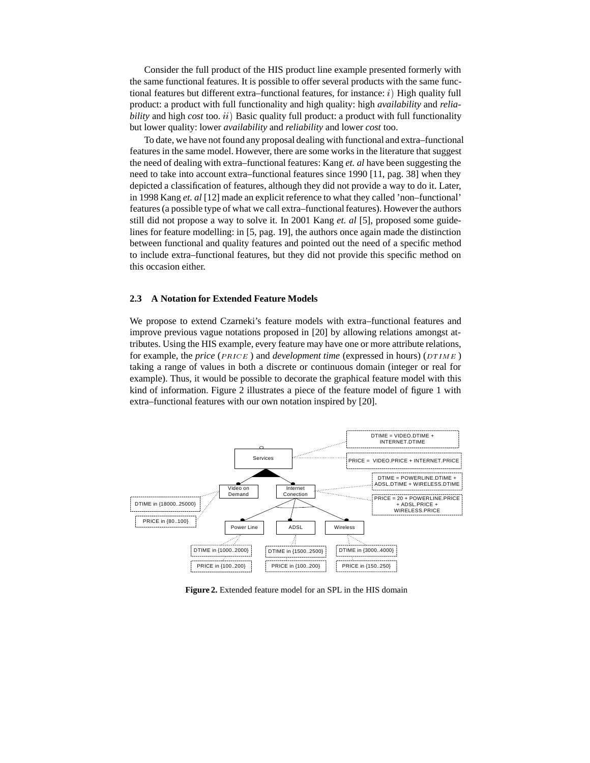Consider the full product of the HIS product line example presented formerly with the same functional features. It is possible to offer several products with the same functional features but different extra–functional features, for instance: $i)$ High quality full product: a product with full functionality and high quality: high *availability* and *reliability* and high *cost* too. $ii)$ Basic quality full product: a product with full functionality but lower quality: lower *availability* and *reliability* and lower *cost* too.

To date, we have not found any proposal dealing with functional and extra–functional features in the same model. However, there are some works in the literature that suggest the need of dealing with extra–functional features: Kang *et. al* have been suggesting the need to take into account extra–functional features since 1990 [11, pag. 38] when they depicted a classification of features, although they did not provide a way to do it. Later, in 1998 Kang *et. al* [12] made an explicit reference to what they called 'non–functional' features (a possible type of what we call extra–functional features). However the authors still did not propose a way to solve it. In 2001 Kang *et. al* [5], proposed some guidelines for feature modelling: in [5, pag. 19], the authors once again made the distinction between functional and quality features and pointed out the need of a specific method to include extra–functional features, but they did not provide this specific method on this occasion either.

### 2.3 A Notation for Extended Feature Models

We propose to extend Czarneki's feature models with extra–functional features and improve previous vague notations proposed in [20] by allowing relations amongst attributes. Using the HIS example, every feature may have one or more attribute relations, for example, the *price* ($PRICE$) and *development time* (expressed in hours) ($DTIME$) taking a range of values in both a discrete or continuous domain (integer or real for example). Thus, it would be possible to decorate the graphical feature model with this kind of information. Figure 2 illustrates a piece of the feature model of figure 1 with extra–functional features with our own notation inspired by [20].

**Figure 2.** Extended feature model for an SPL in the HIS domain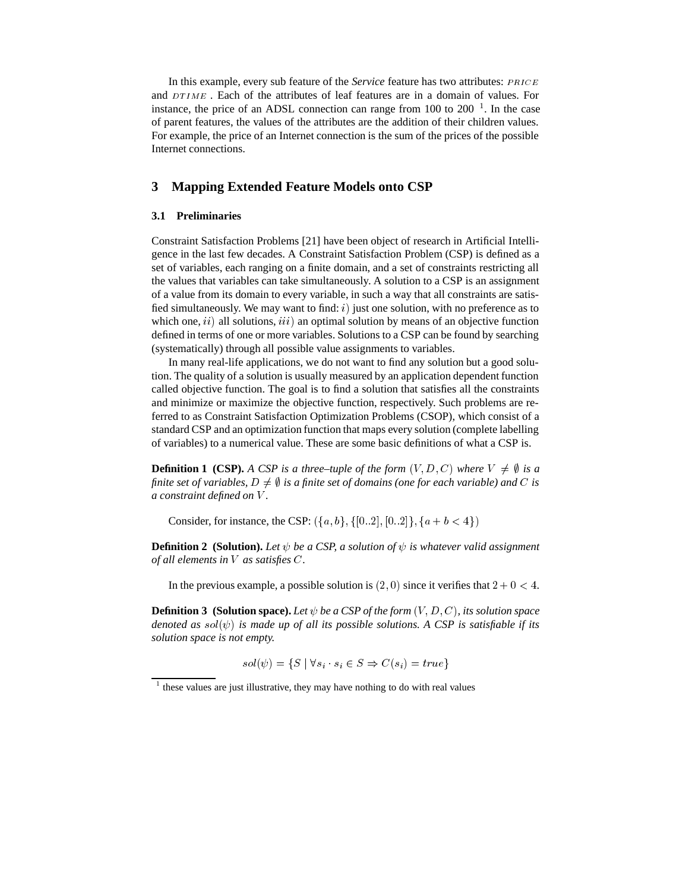In this example, every sub feature of the *Service* feature has two attributes: $PRICE$ and $DTIME$. Each of the attributes of leaf features are in a domain of values. For instance, the price of an ADSL connection can range from 100 to 200 [1]. In the case of parent features, the values of the attributes are the addition of their children values. For example, the price of an Internet connection is the sum of the prices of the possible Internet connections.

## 3 Mapping Extended Feature Models onto CSP

### 3.1 Preliminaries

Constraint Satisfaction Problems [21] have been object of research in Artificial Intelligence in the last few decades. A Constraint Satisfaction Problem (CSP) is defined as a set of variables, each ranging on a finite domain, and a set of constraints restricting all the values that variables can take simultaneously. A solution to a CSP is an assignment of a value from its domain to every variable, in such a way that all constraints are satisfied simultaneously. We may want to find: $i)$ just one solution, with no preference as to which one, $ii)$ all solutions, $iii)$ an optimal solution by means of an objective function defined in terms of one or more variables. Solutions to a CSP can be found by searching (systematically) through all possible value assignments to variables.

In many real-life applications, we do not want to find any solution but a good solution. The quality of a solution is usually measured by an application dependent function called objective function. The goal is to find a solution that satisfies all the constraints and minimize or maximize the objective function, respectively. Such problems are referred to as Constraint Satisfaction Optimization Problems (CSOP), which consist of a standard CSP and an optimization function that maps every solution (complete labelling of variables) to a numerical value. These are some basic definitions of what a CSP is.

**Definition 1 (CSP).** *A CSP is a three–tuple of the form $(V, D, C)$ where $V \neq \emptyset$ is a finite set of variables, $D \neq \emptyset$ is a finite set of domains (one for each variable) and $C$ is a constraint defined on $V$.*

Consider, for instance, the CSP: $(\{a, b\}, \{[0..2], [0..2]\}, \{a + b < 4\})$

**Definition 2 (Solution).** *Let $\psi$ be a CSP, a solution of $\psi$ is whatever valid assignment of all elements in $V$ as satisfies $C$.*

In the previous example, a possible solution is $(2, 0)$ since it verifies that $2 + 0 < 4$.

**Definition 3 (Solution space).** *Let $\psi$ be a CSP of the form $(V, D, C)$, its solution space denoted as $sol(\psi)$ is made up of all its possible solutions. A CSP is satisfiable if its solution space is not empty.*

$$sol(\psi) = \{S \mid \forall s_i \cdot s_i \in S \Rightarrow C(s_i) = true\}$$

[1] these values are just illustrative, they may have nothing to do with real values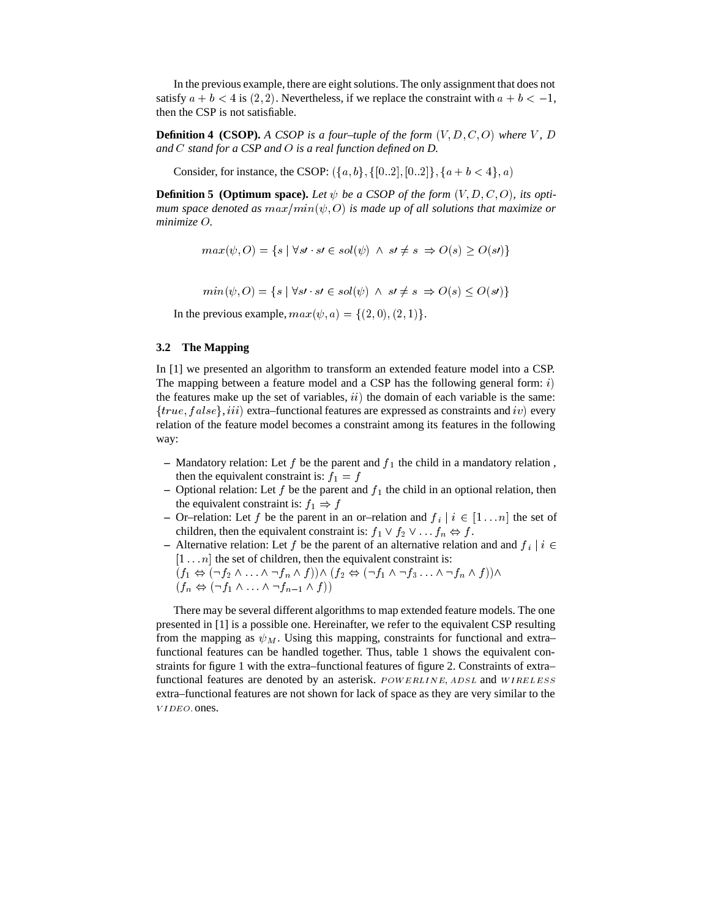In the previous example, there are eight solutions. The only assignment that does not satisfy $a + b < 4$ is $(2, 2)$. Nevertheless, if we replace the constraint with $a + b < -1$, then the CSP is not satisfiable.

**Definition 4 (CSOP).** *A CSOP is a four–tuple of the form $(V, D, C, O)$ where $V$, $D$ and $C$ stand for a CSP and $O$ is a real function defined on D.*

Consider, for instance, the CSOP: $(\{a, b\}, \{[0..2], [0..2]\}, \{a + b < 4\}, a)$

**Definition 5 (Optimum space).** *Let $\psi$ be a CSOP of the form $(V, D, C, O)$, its optimum space denoted as $max/min(\psi, O)$ is made up of all solutions that maximize or minimize $O$.*

$$max(\psi, O) = \{s \mid \forall s\prime \cdot s\prime \in sol(\psi) \ \wedge \ s\prime \neq s \ \Rightarrow O(s) \geq O(s\prime)\}$$

$$min(\psi, O) = \{s \mid \forall s\prime \cdot s\prime \in sol(\psi) \ \wedge \ s\prime \neq s \ \Rightarrow O(s) \leq O(s\prime)\}$$

In the previous example, $max(\psi, a) = \{(2, 0), (2, 1)\}$.

### 3.2 The Mapping

In [1] we presented an algorithm to transform an extended feature model into a CSP. The mapping between a feature model and a CSP has the following general form: $i)$ the features make up the set of variables, $ii)$ the domain of each variable is the same: $\{true, false\}$, $iii)$ extra–functional features are expressed as constraints and $iv)$ every relation of the feature model becomes a constraint among its features in the following way:

- Mandatory relation: Let $f$ be the parent and $f_1$ the child in a mandatory relation , then the equivalent constraint is: $f_1 = f$
- Optional relation: Let $f$ be the parent and $f_1$ the child in an optional relation, then the equivalent constraint is: $f_1 \Rightarrow f$
- Or–relation: Let $f$ be the parent in an or–relation and $f_i \mid i \in [1 \ldots n]$ the set of children, then the equivalent constraint is: $f_1 \vee f_2 \vee \ldots f_n \Leftrightarrow f$.
- Alternative relation: Let $f$ be the parent of an alternative relation and and $f_i \mid i \in [1 \ldots n]$ the set of children, then the equivalent constraint is:
  $(f_1 \Leftrightarrow (\neg f_2 \wedge \ldots \wedge \neg f_n \wedge f)) \wedge (f_2 \Leftrightarrow (\neg f_1 \wedge \neg f_3 \ldots \wedge \neg f_n \wedge f)) \wedge$
  $(f_n \Leftrightarrow (\neg f_1 \wedge \ldots \wedge \neg f_{n-1} \wedge f))$

There may be several different algorithms to map extended feature models. The one presented in [1] is a possible one. Hereinafter, we refer to the equivalent CSP resulting from the mapping as $\psi_M$. Using this mapping, constraints for functional and extra–functional features can be handled together. Thus, table 1 shows the equivalent constraints for figure 1 with the extra–functional features of figure 2. Constraints of extra–functional features are denoted by an asterisk. $POWERLINE$, $ADSL$ and $WIRELESS$ extra–functional features are not shown for lack of space as they are very similar to the $VIDEO.$ ones.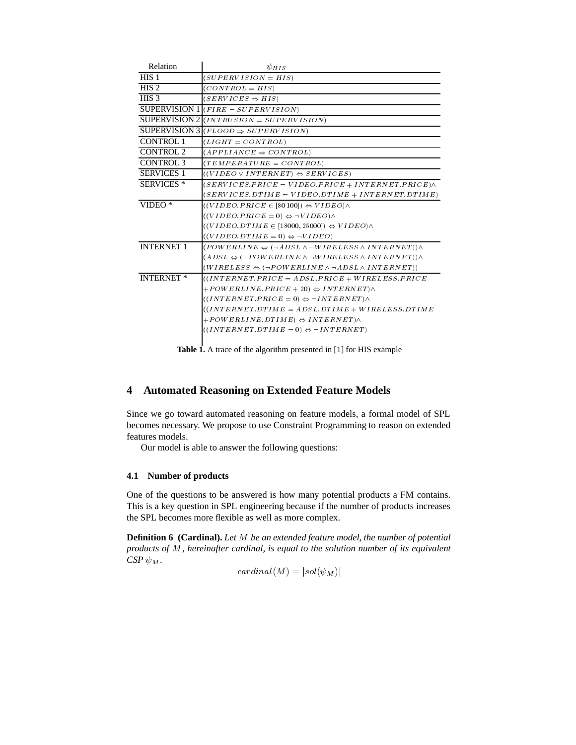| Relation | $\psi_{HIS}$ |
|---|---|
| HIS 1 | $(SUPERVISION = HIS)$ |
| HIS 2 | $(CONTROL = HIS)$ |
| HIS 3 | $(SERVICES \Rightarrow HIS)$ |
| SUPERVISION 1 | $(FIRE = SUPERVISION)$ |
| SUPERVISION 2 | $(INTRUSION = SUPERVISION)$ |
| SUPERVISION 3 | $(FLOOD \Rightarrow SUPERVISION)$ |
| CONTROL 1 | $(LIGHT = CONTROL)$ |
| CONTROL 2 | $(APPLIANCE \Rightarrow CONTROL)$ |
| CONTROL 3 | $(TEMPERATURE = CONTROL)$ |
| SERVICES 1 | $((VIDEO \vee INTERNET) \Leftrightarrow SERVICES)$ |
| SERVICES * | $(SERVICES.PRICE = VIDEO.PRICE + INTERNET.PRICE) \wedge$ $(SERVICES.DTIME = VIDEO.DTIME + INTERNET.DTIME)$ |
| VIDEO * | $((VIDEO.PRICE \in [80\,100]) \Leftrightarrow VIDEO) \wedge$ $((VIDEO.PRICE = 0) \Leftrightarrow \neg VIDEO) \wedge$ $((VIDEO.DTIME \in [18000, 25000]) \Leftrightarrow VIDEO) \wedge$ $((VIDEO.DTIME = 0) \Leftrightarrow \neg VIDEO)$ |
| INTERNET 1 | $(POWERLINE \Leftrightarrow (\neg ADSL \wedge \neg WIRELESS \wedge INTERNET)) \wedge$ $(ADSL \Leftrightarrow (\neg POWERLINE \wedge \neg WIRELESS \wedge INTERNET)) \wedge$ $(WIRELESS \Leftrightarrow (\neg POWERLINE \wedge \neg ADSL \wedge INTERNET))$ |
| INTERNET * | $((INTERNET.PRICE = ADSL.PRICE + WIRELESS.PRICE$ $+ POWERLINE.PRICE + 20) \Leftrightarrow INTERNET) \wedge$ $((INTERNET.PRICE = 0) \Leftrightarrow \neg INTERNET) \wedge$ $((INTERNET.DTIME = ADSL.DTIME + WIRELESS.DTIME$ $+ POWERLINE.DTIME) \Leftrightarrow INTERNET) \wedge$ $((INTERNET.DTIME = 0) \Leftrightarrow \neg INTERNET)$ |

**Table 1.** A trace of the algorithm presented in [1] for HIS example

## 4 Automated Reasoning on Extended Feature Models

Since we go toward automated reasoning on feature models, a formal model of SPL becomes necessary. We propose to use Constraint Programming to reason on extended features models.

Our model is able to answer the following questions:

### 4.1 Number of products

One of the questions to be answered is how many potential products a FM contains. This is a key question in SPL engineering because if the number of products increases the SPL becomes more flexible as well as more complex.

**Definition 6 (Cardinal).** *Let $M$ be an extended feature model, the number of potential products of $M$, hereinafter cardinal, is equal to the solution number of its equivalent CSP $\psi_M$.*

$$cardinal(M) = |sol(\psi_M)|$$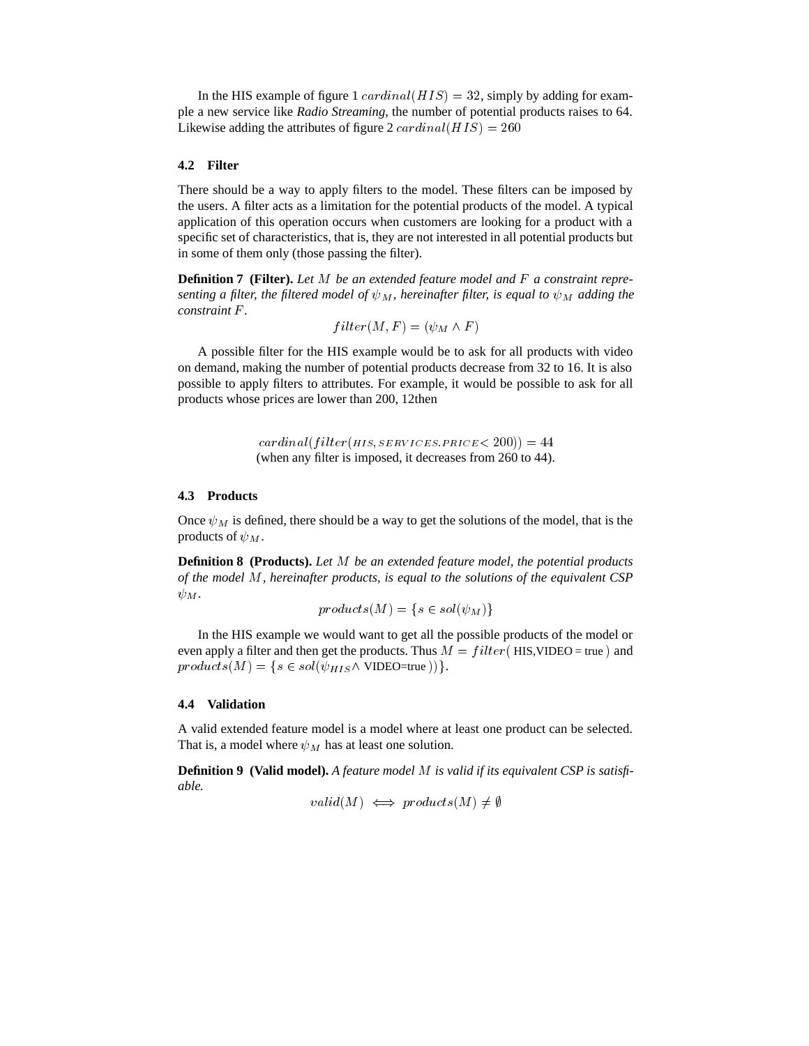In the HIS example of figure 1 $cardinal(HIS) = 32$, simply by adding for example a new service like *Radio Streaming*, the number of potential products raises to 64. Likewise adding the attributes of figure 2 $cardinal(HIS) = 260$

### 4.2 Filter

There should be a way to apply filters to the model. These filters can be imposed by the users. A filter acts as a limitation for the potential products of the model. A typical application of this operation occurs when customers are looking for a product with a specific set of characteristics, that is, they are not interested in all potential products but in some of them only (those passing the filter).

**Definition 7 (Filter).** *Let $M$ be an extended feature model and $F$ a constraint representing a filter, the filtered model of $\psi_M$, hereinafter filter, is equal to $\psi_M$ adding the constraint $F$.*

$$filter(M, F) = (\psi_M \wedge F)$$

A possible filter for the HIS example would be to ask for all products with video on demand, making the number of potential products decrease from 32 to 16. It is also possible to apply filters to attributes. For example, it would be possible to ask for all products whose prices are lower than 200, 12then

$$cardinal(filter(\text{HIS, SERVICES.PRICE} < 200)) = 44$$

(when any filter is imposed, it decreases from 260 to 44).

### 4.3 Products

Once $\psi_M$ is defined, there should be a way to get the solutions of the model, that is the products of $\psi_M$.

**Definition 8 (Products).** *Let $M$ be an extended feature model, the potential products of the model $M$, hereinafter products, is equal to the solutions of the equivalent CSP $\psi_M$.*

$$products(M) = \{s \in sol(\psi_M)\}$$

In the HIS example we would want to get all the possible products of the model or even apply a filter and then get the products. Thus $M = filter(\text{ HIS,VIDEO = true })$ and $products(M) = \{s \in sol(\psi_{HIS} \wedge \text{ VIDEO=true }))\}$.

### 4.4 Validation

A valid extended feature model is a model where at least one product can be selected. That is, a model where $\psi_M$ has at least one solution.

**Definition 9 (Valid model).** *A feature model $M$ is valid if its equivalent CSP is satisfiable.*

$$valid(M) \iff products(M) \neq \emptyset$$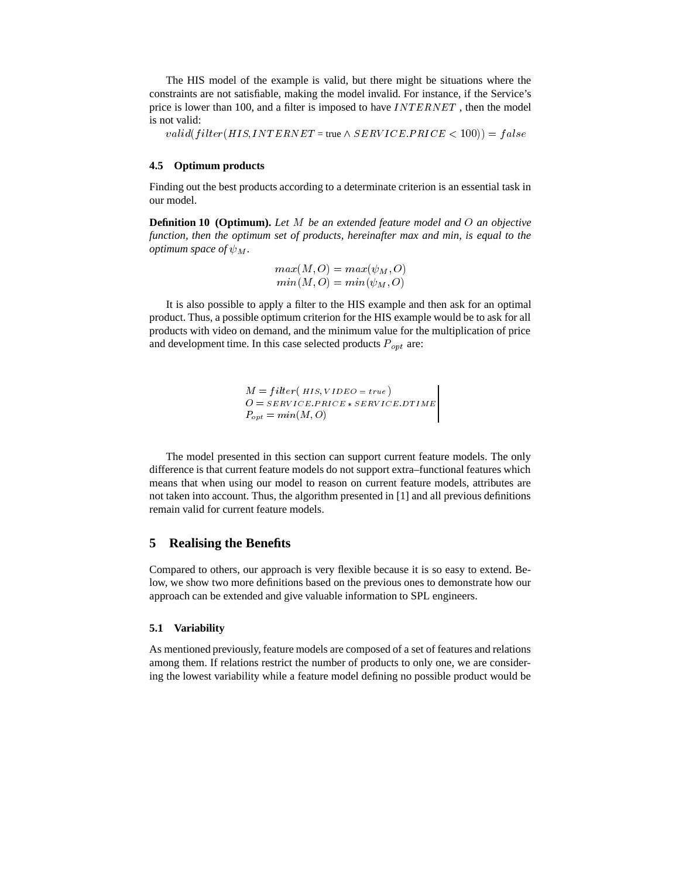The HIS model of the example is valid, but there might be situations where the constraints are not satisfiable, making the model invalid. For instance, if the Service's price is lower than 100, and a filter is imposed to have $INTERNET$ , then the model is not valid:

$valid(filter(HIS, INTERNET = \text{true} \wedge SERVICE.PRICE < 100)) = false$

### 4.5 Optimum products

Finding out the best products according to a determinate criterion is an essential task in our model.

**Definition 10 (Optimum).** *Let $M$ be an extended feature model and $O$ an objective function, then the optimum set of products, hereinafter max and min, is equal to the optimum space of $\psi_M$.*

$$max(M, O) = max(\psi_M, O)$$
$$min(M, O) = min(\psi_M, O)$$

It is also possible to apply a filter to the HIS example and then ask for an optimal product. Thus, a possible optimum criterion for the HIS example would be to ask for all products with video on demand, and the minimum value for the multiplication of price and development time. In this case selected products $P_{opt}$ are:

$$\left.\begin{array}{l} M = filter(\; HIS, VIDEO = true\;) \\ O = SERVICE.PRICE * SERVICE.DTIME \\ P_{opt} = min(M, O) \end{array}\right|$$

The model presented in this section can support current feature models. The only difference is that current feature models do not support extra–functional features which means that when using our model to reason on current feature models, attributes are not taken into account. Thus, the algorithm presented in [1] and all previous definitions remain valid for current feature models.

## 5 Realising the Benefits

Compared to others, our approach is very flexible because it is so easy to extend. Below, we show two more definitions based on the previous ones to demonstrate how our approach can be extended and give valuable information to SPL engineers.

### 5.1 Variability

As mentioned previously, feature models are composed of a set of features and relations among them. If relations restrict the number of products to only one, we are considering the lowest variability while a feature model defining no possible product would be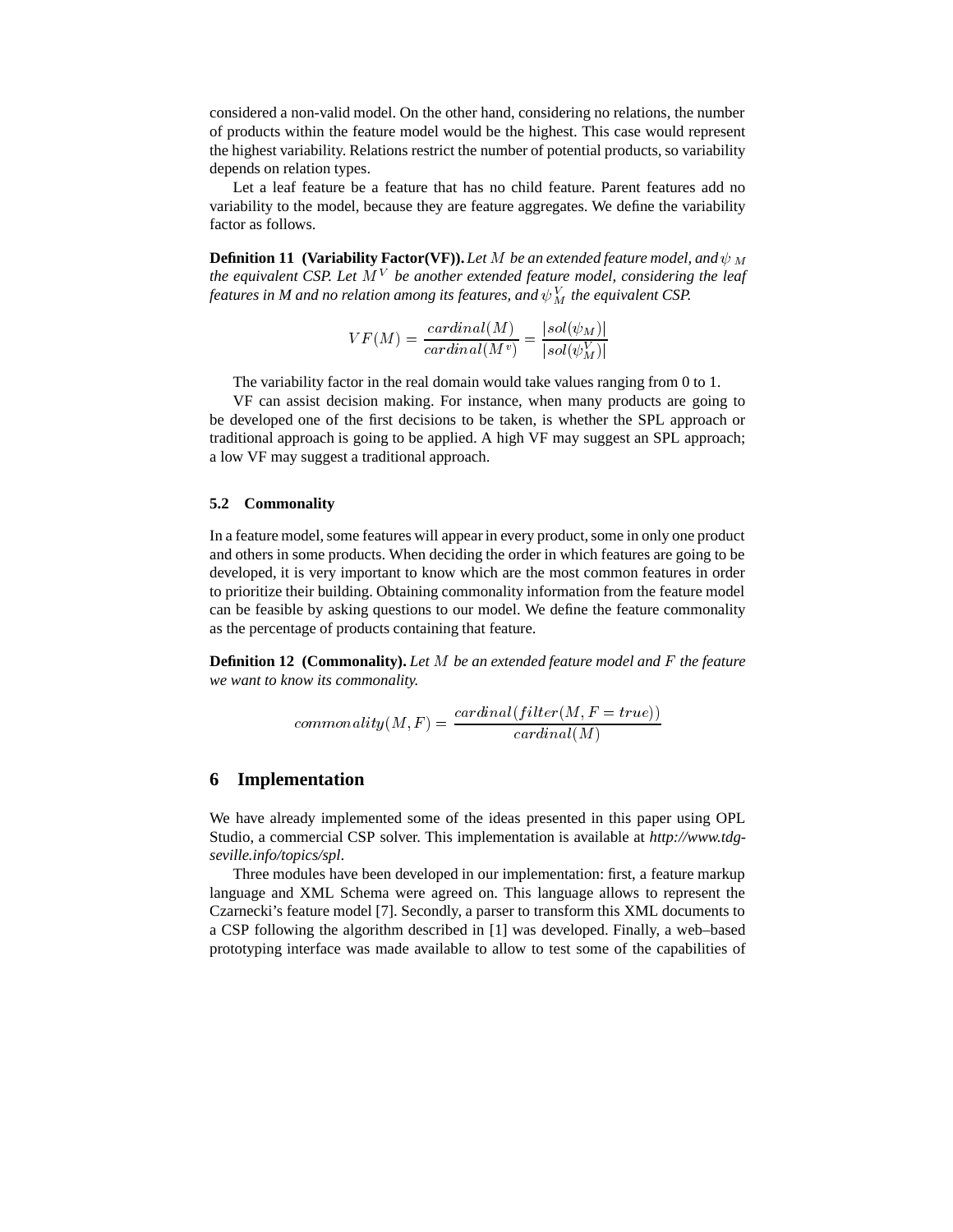considered a non-valid model. On the other hand, considering no relations, the number of products within the feature model would be the highest. This case would represent the highest variability. Relations restrict the number of potential products, so variability depends on relation types.

Let a leaf feature be a feature that has no child feature. Parent features add no variability to the model, because they are feature aggregates. We define the variability factor as follows.

**Definition 11 (Variability Factor(VF)).** *Let $M$ be an extended feature model, and $\psi_M$ the equivalent CSP. Let $M^V$ be another extended feature model, considering the leaf features in M and no relation among its features, and $\psi_M^V$ the equivalent CSP.*

$$VF(M) = \frac{cardinal(M)}{cardinal(M^v)} = \frac{|sol(\psi_M)|}{|sol(\psi_M^V)|}$$

The variability factor in the real domain would take values ranging from 0 to 1.

VF can assist decision making. For instance, when many products are going to be developed one of the first decisions to be taken, is whether the SPL approach or traditional approach is going to be applied. A high VF may suggest an SPL approach; a low VF may suggest a traditional approach.

### 5.2 Commonality

In a feature model, some features will appear in every product, some in only one product and others in some products. When deciding the order in which features are going to be developed, it is very important to know which are the most common features in order to prioritize their building. Obtaining commonality information from the feature model can be feasible by asking questions to our model. We define the feature commonality as the percentage of products containing that feature.

**Definition 12 (Commonality).** *Let $M$ be an extended feature model and $F$ the feature we want to know its commonality.*

$$commonality(M, F) = \frac{cardinal(filter(M, F = true))}{cardinal(M)}$$

## 6 Implementation

We have already implemented some of the ideas presented in this paper using OPL Studio, a commercial CSP solver. This implementation is available at *http://www.tdg-seville.info/topics/spl*.

Three modules have been developed in our implementation: first, a feature markup language and XML Schema were agreed on. This language allows to represent the Czarnecki's feature model [7]. Secondly, a parser to transform this XML documents to a CSP following the algorithm described in [1] was developed. Finally, a web–based prototyping interface was made available to allow to test some of the capabilities of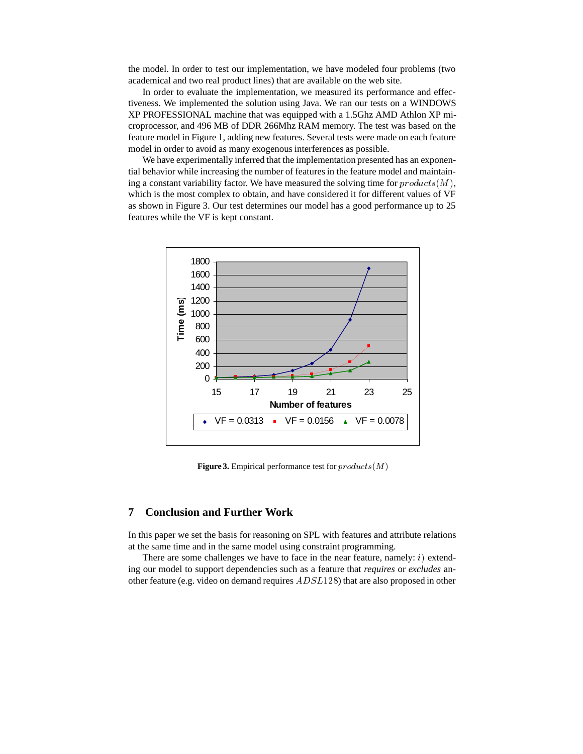the model. In order to test our implementation, we have modeled four problems (two academical and two real product lines) that are available on the web site.

In order to evaluate the implementation, we measured its performance and effectiveness. We implemented the solution using Java. We ran our tests on a WINDOWS XP PROFESSIONAL machine that was equipped with a 1.5Ghz AMD Athlon XP microprocessor, and 496 MB of DDR 266Mhz RAM memory. The test was based on the feature model in Figure 1, adding new features. Several tests were made on each feature model in order to avoid as many exogenous interferences as possible.

We have experimentally inferred that the implementation presented has an exponential behavior while increasing the number of features in the feature model and maintaining a constant variability factor. We have measured the solving time for $products(M)$, which is the most complex to obtain, and have considered it for different values of VF as shown in Figure 3. Our test determines our model has a good performance up to 25 features while the VF is kept constant.

**Figure 3.** Empirical performance test for $products(M)$

## 7 Conclusion and Further Work

In this paper we set the basis for reasoning on SPL with features and attribute relations at the same time and in the same model using constraint programming.

There are some challenges we have to face in the near feature, namely: $i)$ extending our model to support dependencies such as a feature that *requires* or *excludes* another feature (e.g. video on demand requires $ADSL128$) that are also proposed in other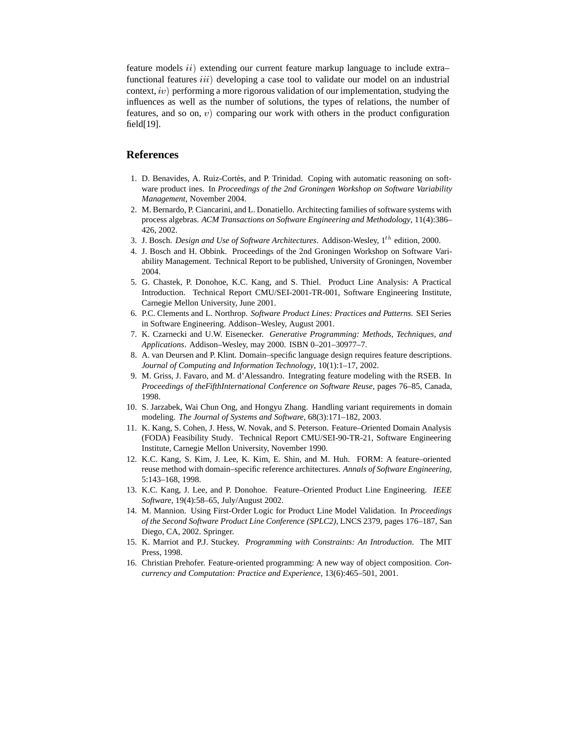feature models $ii)$ extending our current feature markup language to include extra–functional features $iii)$ developing a case tool to validate our model on an industrial context, $iv)$ performing a more rigorous validation of our implementation, studying the influences as well as the number of solutions, the types of relations, the number of features, and so on, $v)$ comparing our work with others in the product configuration field[19].

## References

1. D. Benavides, A. Ruiz-Cortés, and P. Trinidad. Coping with automatic reasoning on software product ines. In *Proceedings of the 2nd Groningen Workshop on Software Variability Management*, November 2004.
2. M. Bernardo, P. Ciancarini, and L. Donatiello. Architecting families of software systems with process algebras. *ACM Transactions on Software Engineering and Methodology*, 11(4):386–426, 2002.
3. J. Bosch. *Design and Use of Software Architectures*. Addison-Wesley, $1^{th}$ edition, 2000.
4. J. Bosch and H. Obbink. Proceedings of the 2nd Groningen Workshop on Software Variability Management. Technical Report to be published, University of Groningen, November 2004.
5. G. Chastek, P. Donohoe, K.C. Kang, and S. Thiel. Product Line Analysis: A Practical Introduction. Technical Report CMU/SEI-2001-TR-001, Software Engineering Institute, Carnegie Mellon University, June 2001.
6. P.C. Clements and L. Northrop. *Software Product Lines: Practices and Patterns*. SEI Series in Software Engineering. Addison–Wesley, August 2001.
7. K. Czarnecki and U.W. Eisenecker. *Generative Programming: Methods, Techniques, and Applications*. Addison–Wesley, may 2000. ISBN 0–201–30977–7.
8. A. van Deursen and P. Klint. Domain–specific language design requires feature descriptions. *Journal of Computing and Information Technology*, 10(1):1–17, 2002.
9. M. Griss, J. Favaro, and M. d'Alessandro. Integrating feature modeling with the RSEB. In *Proceedings of theFifthInternational Conference on Software Reuse*, pages 76–85, Canada, 1998.
10. S. Jarzabek, Wai Chun Ong, and Hongyu Zhang. Handling variant requirements in domain modeling. *The Journal of Systems and Software*, 68(3):171–182, 2003.
11. K. Kang, S. Cohen, J. Hess, W. Novak, and S. Peterson. Feature–Oriented Domain Analysis (FODA) Feasibility Study. Technical Report CMU/SEI-90-TR-21, Software Engineering Institute, Carnegie Mellon University, November 1990.
12. K.C. Kang, S. Kim, J. Lee, K. Kim, E. Shin, and M. Huh. FORM: A feature–oriented reuse method with domain–specific reference architectures. *Annals of Software Engineering*, 5:143–168, 1998.
13. K.C. Kang, J. Lee, and P. Donohoe. Feature–Oriented Product Line Engineering. *IEEE Software*, 19(4):58–65, July/August 2002.
14. M. Mannion. Using First-Order Logic for Product Line Model Validation. In *Proceedings of the Second Software Product Line Conference (SPLC2)*, LNCS 2379, pages 176–187, San Diego, CA, 2002. Springer.
15. K. Marriot and P.J. Stuckey. *Programming with Constraints: An Introduction*. The MIT Press, 1998.
16. Christian Prehofer. Feature-oriented programming: A new way of object composition. *Concurrency and Computation: Practice and Experience*, 13(6):465–501, 2001.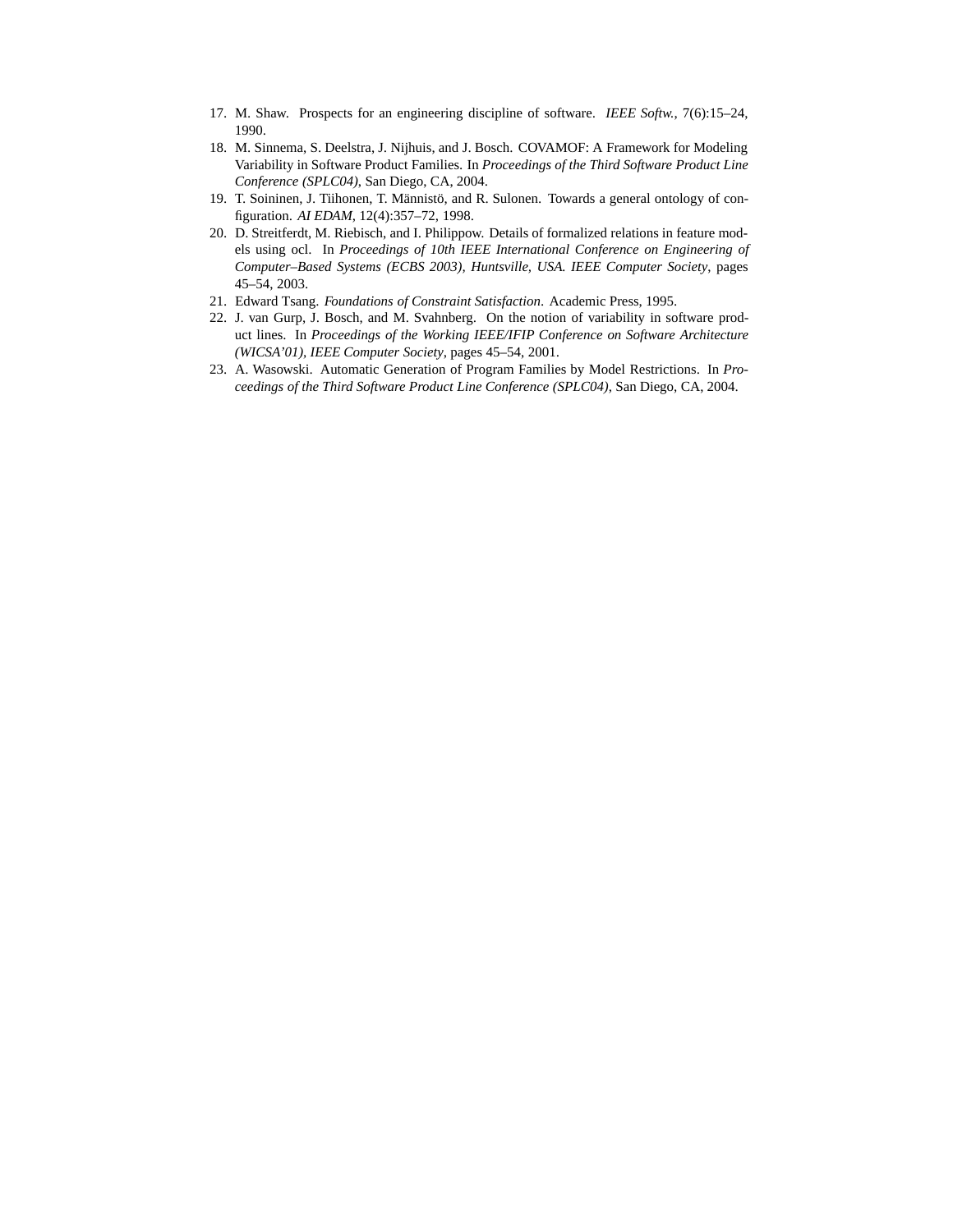17. M. Shaw. Prospects for an engineering discipline of software. *IEEE Softw.*, 7(6):15–24, 1990.
18. M. Sinnema, S. Deelstra, J. Nijhuis, and J. Bosch. COVAMOF: A Framework for Modeling Variability in Software Product Families. In *Proceedings of the Third Software Product Line Conference (SPLC04)*, San Diego, CA, 2004.
19. T. Soininen, J. Tiihonen, T. Männistö, and R. Sulonen. Towards a general ontology of configuration. *AI EDAM*, 12(4):357–72, 1998.
20. D. Streitferdt, M. Riebisch, and I. Philippow. Details of formalized relations in feature models using ocl. In *Proceedings of 10th IEEE International Conference on Engineering of Computer–Based Systems (ECBS 2003), Huntsville, USA. IEEE Computer Society*, pages 45–54, 2003.
21. Edward Tsang. *Foundations of Constraint Satisfaction*. Academic Press, 1995.
22. J. van Gurp, J. Bosch, and M. Svahnberg. On the notion of variability in software product lines. In *Proceedings of the Working IEEE/IFIP Conference on Software Architecture (WICSA'01), IEEE Computer Society*, pages 45–54, 2001.
23. A. Wasowski. Automatic Generation of Program Families by Model Restrictions. In *Proceedings of the Third Software Product Line Conference (SPLC04)*, San Diego, CA, 2004.